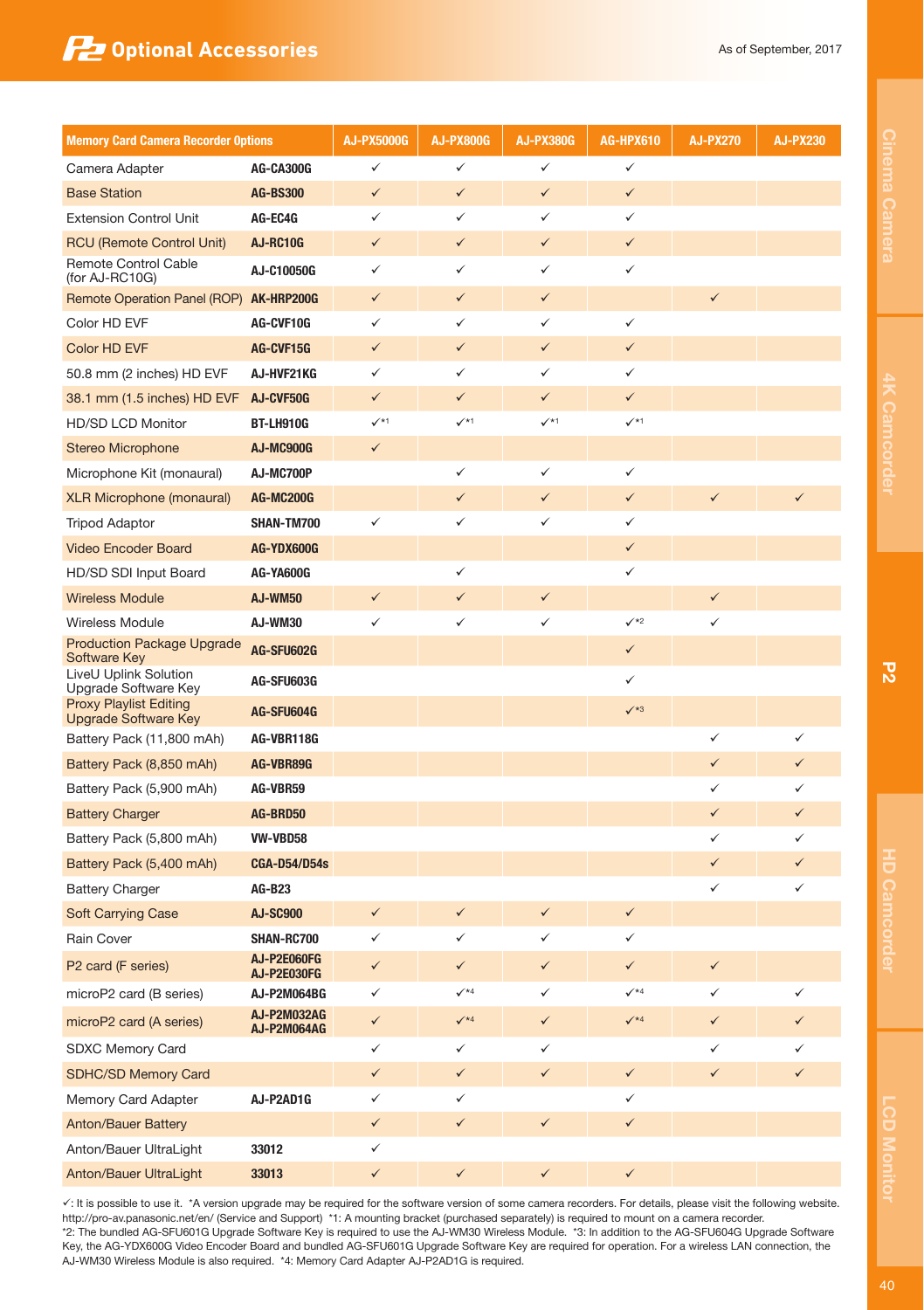# Optional Accessories

As of September, 2017

| Memory Card Camera Recorder Options | | AJ-PX5000G | AJ-PX800G | AJ-PX380G | AG-HPX610 | AJ-PX270 | AJ-PX230 |
|---|---|---|---|---|---|---|---|
| Camera Adapter | AG-CA300G | ✓ | ✓ | ✓ | ✓ | | |
| Base Station | AG-BS300 | ✓ | ✓ | ✓ | ✓ | | |
| Extension Control Unit | AG-EC4G | ✓ | ✓ | ✓ | ✓ | | |
| RCU (Remote Control Unit) | AJ-RC10G | ✓ | ✓ | ✓ | ✓ | | |
| Remote Control Cable (for AJ-RC10G) | AJ-C10050G | ✓ | ✓ | ✓ | ✓ | | |
| Remote Operation Panel (ROP) | AK-HRP200G | ✓ | ✓ | ✓ | | ✓ | |
| Color HD EVF | AG-CVF10G | ✓ | ✓ | ✓ | ✓ | | |
| Color HD EVF | AG-CVF15G | ✓ | ✓ | ✓ | ✓ | | |
| 50.8 mm (2 inches) HD EVF | AJ-HVF21KG | ✓ | ✓ | ✓ | ✓ | | |
| 38.1 mm (1.5 inches) HD EVF | AJ-CVF50G | ✓ | ✓ | ✓ | ✓ | | |
| HD/SD LCD Monitor | BT-LH910G | ✓*1 | ✓*1 | ✓*1 | ✓*1 | | |
| Stereo Microphone | AJ-MC900G | ✓ | | | | | |
| Microphone Kit (monaural) | AJ-MC700P | | ✓ | ✓ | ✓ | | |
| XLR Microphone (monaural) | AG-MC200G | | ✓ | ✓ | ✓ | ✓ | ✓ |
| Tripod Adaptor | SHAN-TM700 | ✓ | ✓ | ✓ | ✓ | | |
| Video Encoder Board | AG-YDX600G | | | | ✓ | | |
| HD/SD SDI Input Board | AG-YA600G | | ✓ | | ✓ | | |
| Wireless Module | AJ-WM50 | ✓ | ✓ | ✓ | | ✓ | |
| Wireless Module | AJ-WM30 | ✓ | ✓ | ✓ | ✓*2 | ✓ | |
| Production Package Upgrade Software Key | AG-SFU602G | | | | ✓ | | |
| LiveU Uplink Solution Upgrade Software Key | AG-SFU603G | | | | ✓ | | |
| Proxy Playlist Editing Upgrade Software Key | AG-SFU604G | | | | ✓*3 | | |
| Battery Pack (11,800 mAh) | AG-VBR118G | | | | | ✓ | ✓ |
| Battery Pack (8,850 mAh) | AG-VBR89G | | | | | ✓ | ✓ |
| Battery Pack (5,900 mAh) | AG-VBR59 | | | | | ✓ | ✓ |
| Battery Charger | AG-BRD50 | | | | | ✓ | ✓ |
| Battery Pack (5,800 mAh) | VW-VBD58 | | | | | ✓ | ✓ |
| Battery Pack (5,400 mAh) | CGA-D54/D54s | | | | | ✓ | ✓ |
| Battery Charger | AG-B23 | | | | | ✓ | ✓ |
| Soft Carrying Case | AJ-SC900 | ✓ | ✓ | ✓ | ✓ | | |
| Rain Cover | SHAN-RC700 | ✓ | ✓ | ✓ | ✓ | | |
| P2 card (F series) | AJ-P2E060FG AJ-P2E030FG | ✓ | ✓ | ✓ | ✓ | ✓ | |
| microP2 card (B series) | AJ-P2M064BG | ✓ | ✓*4 | ✓ | ✓*4 | ✓ | ✓ |
| microP2 card (A series) | AJ-P2M032AG AJ-P2M064AG | ✓ | ✓*4 | ✓ | ✓*4 | ✓ | ✓ |
| SDXC Memory Card | | ✓ | ✓ | ✓ | | ✓ | ✓ |
| SDHC/SD Memory Card | | ✓ | ✓ | ✓ | ✓ | ✓ | ✓ |
| Memory Card Adapter | AJ-P2AD1G | ✓ | ✓ | | ✓ | | |
| Anton/Bauer Battery | | ✓ | ✓ | ✓ | ✓ | | |
| Anton/Bauer UltraLight | 33012 | ✓ | | | | | |
| Anton/Bauer UltraLight | 33013 | ✓ | ✓ | ✓ | ✓ | | |

✓: It is possible to use it. *A version upgrade may be required for the software version of some camera recorders. For details, please visit the following website. http://pro-av.panasonic.net/en/ (Service and Support) *1: A mounting bracket (purchased separately) is required to mount on a camera recorder.
*2: The bundled AG-SFU601G Upgrade Software Key is required to use the AJ-WM30 Wireless Module. *3: In addition to the AG-SFU604G Upgrade Software Key, the AG-YDX600G Video Encoder Board and bundled AG-SFU601G Upgrade Software Key are required for operation. For a wireless LAN connection, the AJ-WM30 Wireless Module is also required. *4: Memory Card Adapter AJ-P2AD1G is required.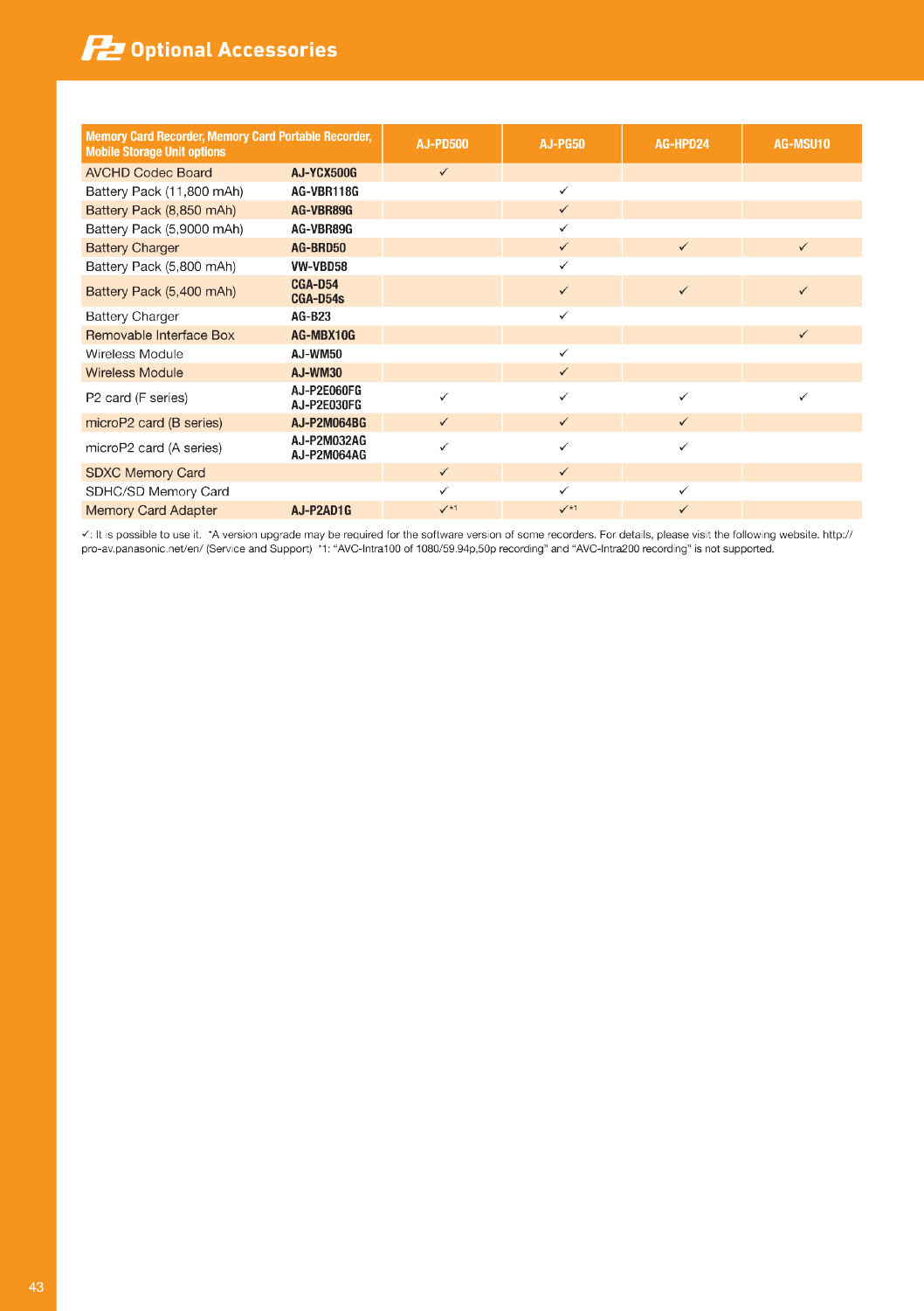# Optional Accessories

| Memory Card Recorder, Memory Card Portable Recorder, Mobile Storage Unit options | | AJ-PD500 | AJ-PG50 | AG-HPD24 | AG-MSU10 |
|---|---|---|---|---|---|
| AVCHD Codec Board | AJ-YCX500G | ✓ | | | |
| Battery Pack (11,800 mAh) | AG-VBR118G | | ✓ | | |
| Battery Pack (8,850 mAh) | AG-VBR89G | | ✓ | | |
| Battery Pack (5,9000 mAh) | AG-VBR89G | | ✓ | | |
| Battery Charger | AG-BRD50 | | ✓ | ✓ | ✓ |
| Battery Pack (5,800 mAh) | VW-VBD58 | | ✓ | | |
| Battery Pack (5,400 mAh) | CGA-D54<br>CGA-D54s | | ✓ | ✓ | ✓ |
| Battery Charger | AG-B23 | | ✓ | | |
| Removable Interface Box | AG-MBX10G | | | | ✓ |
| Wireless Module | AJ-WM50 | | ✓ | | |
| Wireless Module | AJ-WM30 | | ✓ | | |
| P2 card (F series) | AJ-P2E060FG<br>AJ-P2E030FG | ✓ | ✓ | ✓ | ✓ |
| microP2 card (B series) | AJ-P2M064BG | ✓ | ✓ | ✓ | |
| microP2 card (A series) | AJ-P2M032AG<br>AJ-P2M064AG | ✓ | ✓ | ✓ | |
| SDXC Memory Card | | ✓ | ✓ | | |
| SDHC/SD Memory Card | | ✓ | ✓ | ✓ | |
| Memory Card Adapter | AJ-P2AD1G | ✓*1 | ✓*1 | ✓ | |

✓: It is possible to use it. *A version upgrade may be required for the software version of some recorders. For details, please visit the following website. http://pro-av.panasonic.net/en/ (Service and Support) *1: "AVC-Intra100 of 1080/59.94p,50p recording" and "AVC-Intra200 recording" is not supported.